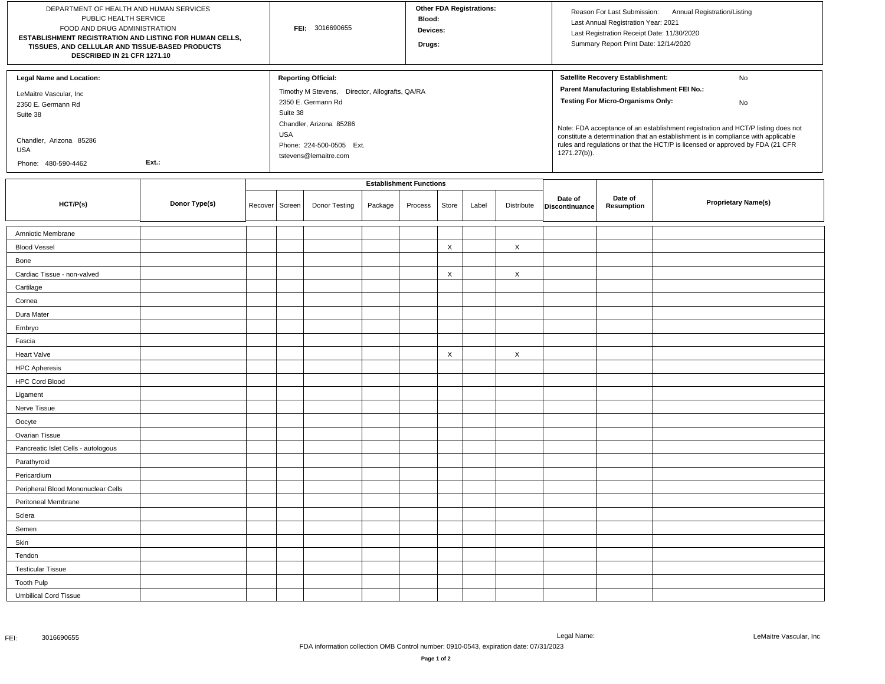DEPARTMENT OF HEALTH AND HUMAN SERVICES
PUBLIC HEALTH SERVICE
FOOD AND DRUG ADMINISTRATION

**ESTABLISHMENT REGISTRATION AND LISTING FOR HUMAN CELLS, TISSUES, AND CELLULAR AND TISSUE-BASED PRODUCTS DESCRIBED IN 21 CFR 1271.10**

**FEI:** 3016690655

**Other FDA Registrations:**
**Blood:**
**Devices:**
**Drugs:**

Reason For Last Submission: Annual Registration/Listing
Last Annual Registration Year: 2021
Last Registration Receipt Date: 11/30/2020
Summary Report Print Date: 12/14/2020

**Legal Name and Location:**

LeMaitre Vascular, Inc
2350 E. Germann Rd
Suite 38

Chandler, Arizona 85286
USA
Phone: 480-590-4462 **Ext.:**

**Reporting Official:**

Timothy M Stevens, Director, Allografts, QA/RA
2350 E. Germann Rd
Suite 38
Chandler, Arizona 85286
USA
Phone: 224-500-0505 Ext.
tstevens@lemaitre.com

**Satellite Recovery Establishment:** No
**Parent Manufacturing Establishment FEI No.:**
**Testing For Micro-Organisms Only:** No

Note: FDA acceptance of an establishment registration and HCT/P listing does not constitute a determination that an establishment is in compliance with applicable rules and regulations or that the HCT/P is licensed or approved by FDA (21 CFR 1271.27(b)).

| HCT/P(s) | Donor Type(s) | Establishment Functions | | | | | | | | Date of Discontinuance | Date of Resumption | Proprietary Name(s) |
|---|---|---|---|---|---|---|---|---|---|---|---|---|
| | | Recover | Screen | Donor Testing | Package | Process | Store | Label | Distribute | | | |
| Amniotic Membrane | | | | | | | | | | | | |
| Blood Vessel | | | | | | | X | | X | | | |
| Bone | | | | | | | | | | | | |
| Cardiac Tissue - non-valved | | | | | | | X | | X | | | |
| Cartilage | | | | | | | | | | | | |
| Cornea | | | | | | | | | | | | |
| Dura Mater | | | | | | | | | | | | |
| Embryo | | | | | | | | | | | | |
| Fascia | | | | | | | | | | | | |
| Heart Valve | | | | | | | X | | X | | | |
| HPC Apheresis | | | | | | | | | | | | |
| HPC Cord Blood | | | | | | | | | | | | |
| Ligament | | | | | | | | | | | | |
| Nerve Tissue | | | | | | | | | | | | |
| Oocyte | | | | | | | | | | | | |
| Ovarian Tissue | | | | | | | | | | | | |
| Pancreatic Islet Cells - autologous | | | | | | | | | | | | |
| Parathyroid | | | | | | | | | | | | |
| Pericardium | | | | | | | | | | | | |
| Peripheral Blood Mononuclear Cells | | | | | | | | | | | | |
| Peritoneal Membrane | | | | | | | | | | | | |
| Sclera | | | | | | | | | | | | |
| Semen | | | | | | | | | | | | |
| Skin | | | | | | | | | | | | |
| Tendon | | | | | | | | | | | | |
| Testicular Tissue | | | | | | | | | | | | |
| Tooth Pulp | | | | | | | | | | | | |
| Umbilical Cord Tissue | | | | | | | | | | | | |

FEI: 3016690655 Legal Name: LeMaitre Vascular, Inc

FDA information collection OMB Control number: 0910-0543, expiration date: 07/31/2023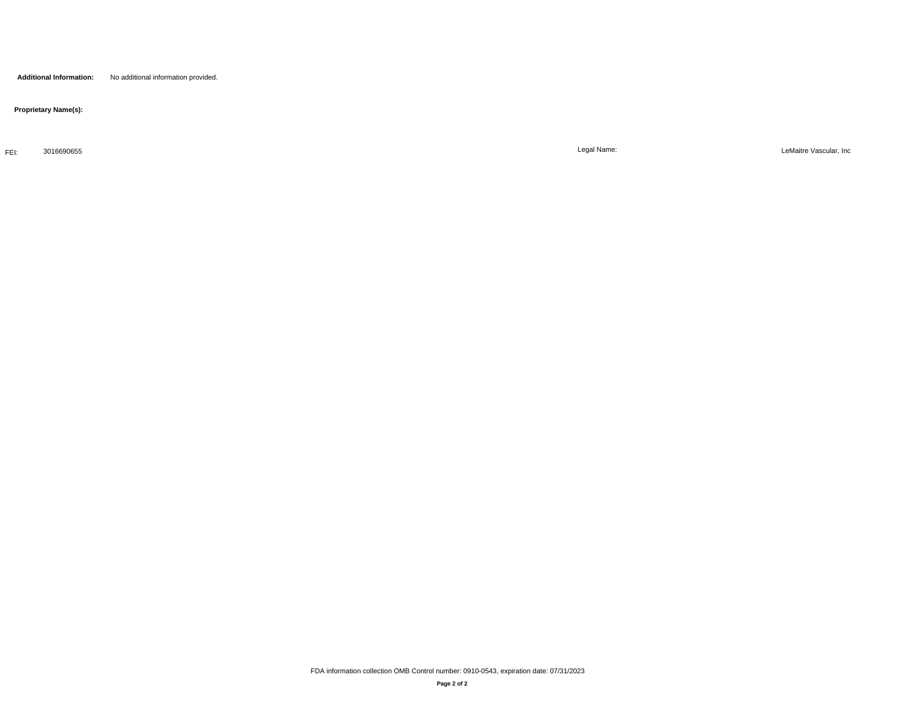**Additional Information:** No additional information provided.

**Proprietary Name(s):**

FEI: 3016690655 Legal Name: LeMaitre Vascular, Inc

FDA information collection OMB Control number: 0910-0543, expiration date: 07/31/2023